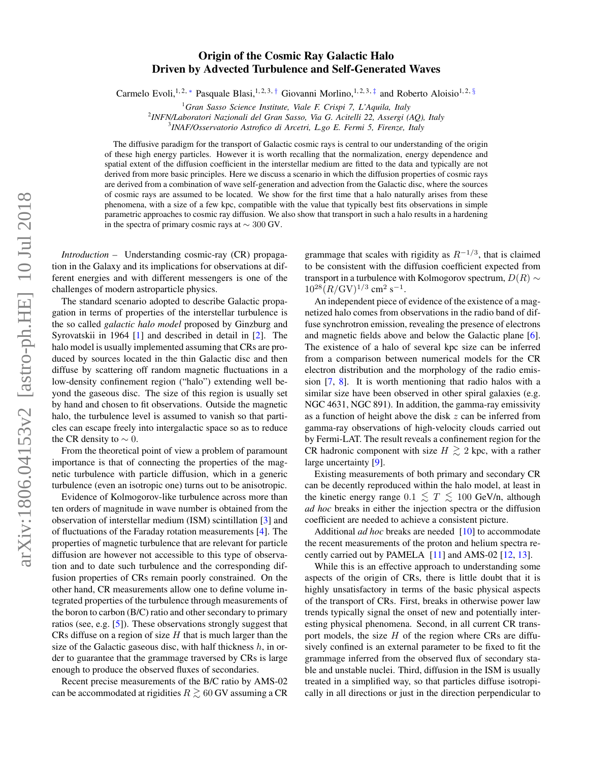# Origin of the Cosmic Ray Galactic Halo Driven by Advected Turbulence and Self-Generated Waves

Carmelo Evoli,[1,2,*] Pasquale Blasi,[1,2,3,†] Giovanni Morlino,[1,2,3,‡] and Roberto Aloisio[1,2,§]

[1]*Gran Sasso Science Institute, Viale F. Crispi 7, L'Aquila, Italy*
[2]*INFN/Laboratori Nazionali del Gran Sasso, Via G. Acitelli 22, Assergi (AQ), Italy*
[3]*INAF/Osservatorio Astrofico di Arcetri, L.go E. Fermi 5, Firenze, Italy*

The diffusive paradigm for the transport of Galactic cosmic rays is central to our understanding of the origin of these high energy particles. However it is worth recalling that the normalization, energy dependence and spatial extent of the diffusion coefficient in the interstellar medium are fitted to the data and typically are not derived from more basic principles. Here we discuss a scenario in which the diffusion properties of cosmic rays are derived from a combination of wave self-generation and advection from the Galactic disc, where the sources of cosmic rays are assumed to be located. We show for the first time that a halo naturally arises from these phenomena, with a size of a few kpc, compatible with the value that typically best fits observations in simple parametric approaches to cosmic ray diffusion. We also show that transport in such a halo results in a hardening in the spectra of primary cosmic rays at $\sim 300$ GV.

*Introduction* – Understanding cosmic-ray (CR) propagation in the Galaxy and its implications for observations at different energies and with different messengers is one of the challenges of modern astroparticle physics.

The standard scenario adopted to describe Galactic propagation in terms of properties of the interstellar turbulence is the so called *galactic halo model* proposed by Ginzburg and Syrovatskii in 1964 [1] and described in detail in [2]. The halo model is usually implemented assuming that CRs are produced by sources located in the thin Galactic disc and then diffuse by scattering off random magnetic fluctuations in a low-density confinement region ("halo") extending well beyond the gaseous disc. The size of this region is usually set by hand and chosen to fit observations. Outside the magnetic halo, the turbulence is assumed to vanish so that particles can escape freely into intergalactic space so as to reduce the CR density to $\sim 0$.

From the theoretical point of view a problem of paramount importance is that of connecting the properties of the magnetic turbulence with particle diffusion, which in a generic turbulence (even an isotropic one) turns out to be anisotropic.

Evidence of Kolmogorov-like turbulence across more than ten orders of magnitude in wave number is obtained from the observation of interstellar medium (ISM) scintillation [3] and of fluctuations of the Faraday rotation measurements [4]. The properties of magnetic turbulence that are relevant for particle diffusion are however not accessible to this type of observation and to date such turbulence and the corresponding diffusion properties of CRs remain poorly constrained. On the other hand, CR measurements allow one to define volume integrated properties of the turbulence through measurements of the boron to carbon (B/C) ratio and other secondary to primary ratios (see, e.g. [5]). These observations strongly suggest that CRs diffuse on a region of size $H$ that is much larger than the size of the Galactic gaseous disc, with half thickness $h$, in order to guarantee that the grammage traversed by CRs is large enough to produce the observed fluxes of secondaries.

Recent precise measurements of the B/C ratio by AMS-02 can be accommodated at rigidities $R \gtrsim 60$ GV assuming a CR grammage that scales with rigidity as $R^{-1/3}$, that is claimed to be consistent with the diffusion coefficient expected from transport in a turbulence with Kolmogorov spectrum, $D(R) \sim 10^{28}(R/\mathrm{GV})^{1/3}$ cm$^2$ s$^{-1}$.

An independent piece of evidence of the existence of a magnetized halo comes from observations in the radio band of diffuse synchrotron emission, revealing the presence of electrons and magnetic fields above and below the Galactic plane [6]. The existence of a halo of several kpc size can be inferred from a comparison between numerical models for the CR electron distribution and the morphology of the radio emission [7, 8]. It is worth mentioning that radio halos with a similar size have been observed in other spiral galaxies (e.g. NGC 4631, NGC 891). In addition, the gamma-ray emissivity as a function of height above the disk $z$ can be inferred from gamma-ray observations of high-velocity clouds carried out by Fermi-LAT. The result reveals a confinement region for the CR hadronic component with size $H \gtrsim 2$ kpc, with a rather large uncertainty [9].

Existing measurements of both primary and secondary CR can be decently reproduced within the halo model, at least in the kinetic energy range $0.1 \lesssim T \lesssim 100$ GeV/n, although *ad hoc* breaks in either the injection spectra or the diffusion coefficient are needed to achieve a consistent picture.

Additional *ad hoc* breaks are needed [10] to accommodate the recent measurements of the proton and helium spectra recently carried out by PAMELA [11] and AMS-02 [12, 13].

While this is an effective approach to understanding some aspects of the origin of CRs, there is little doubt that it is highly unsatisfactory in terms of the basic physical aspects of the transport of CRs. First, breaks in otherwise power law trends typically signal the onset of new and potentially interesting physical phenomena. Second, in all current CR transport models, the size $H$ of the region where CRs are diffusively confined is an external parameter to be fixed to fit the grammage inferred from the observed flux of secondary stable and unstable nuclei. Third, diffusion in the ISM is usually treated in a simplified way, so that particles diffuse isotropically in all directions or just in the direction perpendicular to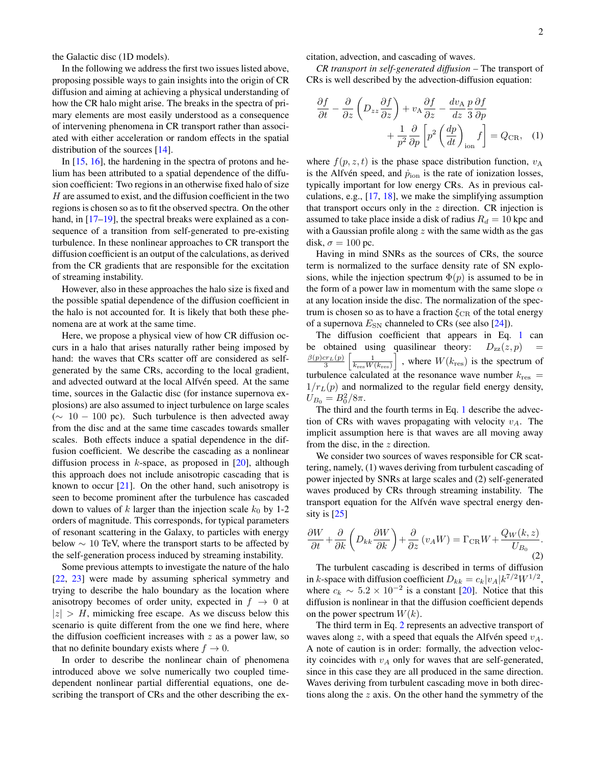the Galactic disc (1D models).

In the following we address the first two issues listed above, proposing possible ways to gain insights into the origin of CR diffusion and aiming at achieving a physical understanding of how the CR halo might arise. The breaks in the spectra of primary elements are most easily understood as a consequence of intervening phenomena in CR transport rather than associated with either acceleration or random effects in the spatial distribution of the sources [14].

In [15, 16], the hardening in the spectra of protons and helium has been attributed to a spatial dependence of the diffusion coefficient: Two regions in an otherwise fixed halo of size $H$ are assumed to exist, and the diffusion coefficient in the two regions is chosen so as to fit the observed spectra. On the other hand, in [17–19], the spectral breaks were explained as a consequence of a transition from self-generated to pre-existing turbulence. In these nonlinear approaches to CR transport the diffusion coefficient is an output of the calculations, as derived from the CR gradients that are responsible for the excitation of streaming instability.

However, also in these approaches the halo size is fixed and the possible spatial dependence of the diffusion coefficient in the halo is not accounted for. It is likely that both these phenomena are at work at the same time.

Here, we propose a physical view of how CR diffusion occurs in a halo that arises naturally rather being imposed by hand: the waves that CRs scatter off are considered as self-generated by the same CRs, according to the local gradient, and advected outward at the local Alfvén speed. At the same time, sources in the Galactic disc (for instance supernova explosions) are also assumed to inject turbulence on large scales ($\sim 10-100$ pc). Such turbulence is then advected away from the disc and at the same time cascades towards smaller scales. Both effects induce a spatial dependence in the diffusion coefficient. We describe the cascading as a nonlinear diffusion process in $k$-space, as proposed in [20], although this approach does not include anisotropic cascading that is known to occur [21]. On the other hand, such anisotropy is seen to become prominent after the turbulence has cascaded down to values of $k$ larger than the injection scale $k_0$ by 1-2 orders of magnitude. This corresponds, for typical parameters of resonant scattering in the Galaxy, to particles with energy below $\sim 10$ TeV, where the transport starts to be affected by the self-generation process induced by streaming instability.

Some previous attempts to investigate the nature of the halo [22, 23] were made by assuming spherical symmetry and trying to describe the halo boundary as the location where anisotropy becomes of order unity, expected in $f \to 0$ at $|z| > H$, mimicking free escape. As we discuss below this scenario is quite different from the one we find here, where the diffusion coefficient increases with $z$ as a power law, so that no definite boundary exists where $f \to 0$.

In order to describe the nonlinear chain of phenomena introduced above we solve numerically two coupled time-dependent nonlinear partial differential equations, one describing the transport of CRs and the other describing the excitation, advection, and cascading of waves.

*CR transport in self-generated diffusion* – The transport of CRs is well described by the advection-diffusion equation:

$$\frac{\partial f}{\partial t} - \frac{\partial}{\partial z}\left(D_{zz}\frac{\partial f}{\partial z}\right) + v_{\rm A}\frac{\partial f}{\partial z} - \frac{dv_{\rm A}}{dz}\frac{p}{3}\frac{\partial f}{\partial p} + \frac{1}{p^2}\frac{\partial}{\partial p}\left[p^2\left(\frac{dp}{dt}\right)_{\rm ion} f\right] = Q_{\rm CR}, \quad (1)$$

where $f(p,z,t)$ is the phase space distribution function, $v_{\rm A}$ is the Alfvén speed, and $\dot{p}_{\rm ion}$ is the rate of ionization losses, typically important for low energy CRs. As in previous calculations, e.g., [17, 18], we make the simplifying assumption that transport occurs only in the $z$ direction. CR injection is assumed to take place inside a disk of radius $R_d = 10$ kpc and with a Gaussian profile along $z$ with the same width as the gas disk, $\sigma = 100$ pc.

Having in mind SNRs as the sources of CRs, the source term is normalized to the surface density rate of SN explosions, while the injection spectrum $\Phi(p)$ is assumed to be in the form of a power law in momentum with the same slope $\alpha$ at any location inside the disc. The normalization of the spectrum is chosen so as to have a fraction $\xi_{\rm CR}$ of the total energy of a supernova $E_{\rm SN}$ channeled to CRs (see also [24]).

The diffusion coefficient that appears in Eq. 1 can be obtained using quasilinear theory: $D_{\rm zz}(z,p) = \frac{\beta(p) c r_L(p)}{3}\left[\frac{1}{k_{\rm res}W(k_{\rm res})}\right]$, where $W(k_{\rm res})$ is the spectrum of turbulence calculated at the resonance wave number $k_{\rm res} = 1/r_L(p)$ and normalized to the regular field energy density, $U_{B_0} = B_0^2/8\pi$.

The third and the fourth terms in Eq. 1 describe the advection of CRs with waves propagating with velocity $v_A$. The implicit assumption here is that waves are all moving away from the disc, in the $z$ direction.

We consider two sources of waves responsible for CR scattering, namely, (1) waves deriving from turbulent cascading of power injected by SNRs at large scales and (2) self-generated waves produced by CRs through streaming instability. The transport equation for the Alfvén wave spectral energy density is [25]

$$\frac{\partial W}{\partial t} + \frac{\partial}{\partial k}\left(D_{kk}\frac{\partial W}{\partial k}\right) + \frac{\partial}{\partial z}\left(v_A W\right) = \Gamma_{\rm CR} W + \frac{Q_W(k,z)}{U_{B_0}}. \quad (2)$$

The turbulent cascading is described in terms of diffusion in $k$-space with diffusion coefficient $D_{kk} = c_k|v_A|k^{7/2}W^{1/2}$, where $c_k \sim 5.2 \times 10^{-2}$ is a constant [20]. Notice that this diffusion is nonlinear in that the diffusion coefficient depends on the power spectrum $W(k)$.

The third term in Eq. 2 represents an advective transport of waves along $z$, with a speed that equals the Alfvén speed $v_A$. A note of caution is in order: formally, the advection velocity coincides with $v_A$ only for waves that are self-generated, since in this case they are all produced in the same direction. Waves deriving from turbulent cascading move in both directions along the $z$ axis. On the other hand the symmetry of the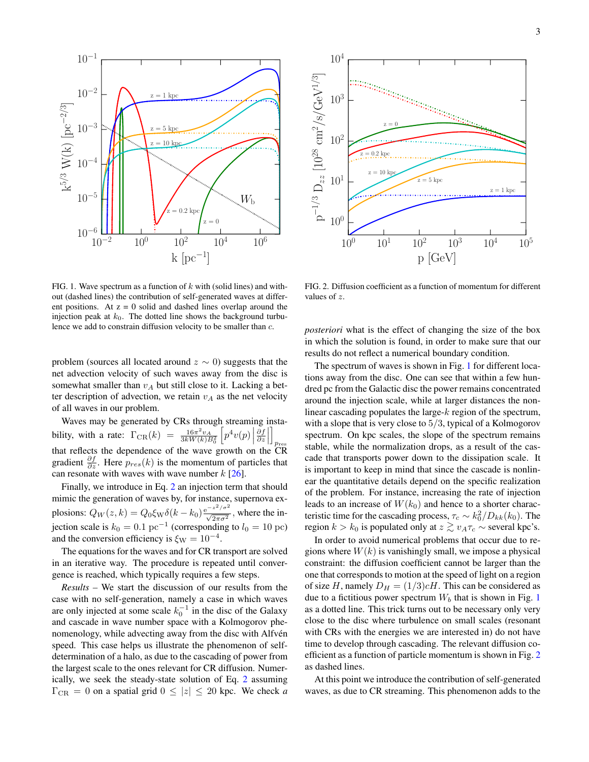FIG. 1. Wave spectrum as a function of $k$ with (solid lines) and without (dashed lines) the contribution of self-generated waves at different positions. At z = 0 solid and dashed lines overlap around the injection peak at $k_0$. The dotted line shows the background turbulence we add to constrain diffusion velocity to be smaller than $c$.

FIG. 2. Diffusion coefficient as a function of momentum for different values of $z$.

problem (sources all located around $z \sim 0$) suggests that the net advection velocity of such waves away from the disc is somewhat smaller than $v_A$ but still close to it. Lacking a better description of advection, we retain $v_A$ as the net velocity of all waves in our problem.

Waves may be generated by CRs through streaming instability, with a rate: $\Gamma_{\rm CR}(k) = \frac{16\pi^2 v_A}{3kW(k)B_0^2}\left[p^4 v(p)\left|\frac{\partial f}{\partial z}\right|\right]_{p_{\rm res}}$ that reflects the dependence of the wave growth on the CR gradient $\frac{\partial f}{\partial z}$. Here $p_{res}(k)$ is the momentum of particles that can resonate with waves with wave number $k$ [26].

Finally, we introduce in Eq. 2 an injection term that should mimic the generation of waves by, for instance, supernova explosions: $Q_W(z,k) = Q_0\xi_{\rm W}\delta(k-k_0)\frac{e^{-z^2/\sigma^2}}{\sqrt{2\pi\sigma^2}}$, where the injection scale is $k_0 = 0.1$ pc$^{-1}$ (corresponding to $l_0 = 10$ pc) and the conversion efficiency is $\xi_{\rm W} = 10^{-4}$.

The equations for the waves and for CR transport are solved in an iterative way. The procedure is repeated until convergence is reached, which typically requires a few steps.

*Results* – We start the discussion of our results from the case with no self-generation, namely a case in which waves are only injected at some scale $k_0^{-1}$ in the disc of the Galaxy and cascade in wave number space with a Kolmogorov phenomenology, while advecting away from the disc with Alfvén speed. This case helps us illustrate the phenomenon of self-determination of a halo, as due to the cascading of power from the largest scale to the ones relevant for CR diffusion. Numerically, we seek the steady-state solution of Eq. 2 assuming $\Gamma_{\rm CR} = 0$ on a spatial grid $0 \leq |z| \leq 20$ kpc. We check *a posteriori* what is the effect of changing the size of the box in which the solution is found, in order to make sure that our results do not reflect a numerical boundary condition.

The spectrum of waves is shown in Fig. 1 for different locations away from the disc. One can see that within a few hundred pc from the Galactic disc the power remains concentrated around the injection scale, while at larger distances the non-linear cascading populates the large-$k$ region of the spectrum, with a slope that is very close to 5/3, typical of a Kolmogorov spectrum. On kpc scales, the slope of the spectrum remains stable, while the normalization drops, as a result of the cascade that transports power down to the dissipation scale. It is important to keep in mind that since the cascade is nonlinear the quantitative details depend on the specific realization of the problem. For instance, increasing the rate of injection leads to an increase of $W(k_0)$ and hence to a shorter characteristic time for the cascading process, $\tau_c \sim k_0^2/D_{kk}(k_0)$. The region $k > k_0$ is populated only at $z \gtrsim v_A\tau_c \sim$ several kpc's.

In order to avoid numerical problems that occur due to regions where $W(k)$ is vanishingly small, we impose a physical constraint: the diffusion coefficient cannot be larger than the one that corresponds to motion at the speed of light on a region of size $H$, namely $D_H = (1/3)cH$. This can be considered as due to a fictitious power spectrum $W_b$ that is shown in Fig. 1 as a dotted line. This trick turns out to be necessary only very close to the disc where turbulence on small scales (resonant with CRs with the energies we are interested in) do not have time to develop through cascading. The relevant diffusion coefficient as a function of particle momentum is shown in Fig. 2 as dashed lines.

At this point we introduce the contribution of self-generated waves, as due to CR streaming. This phenomenon adds to the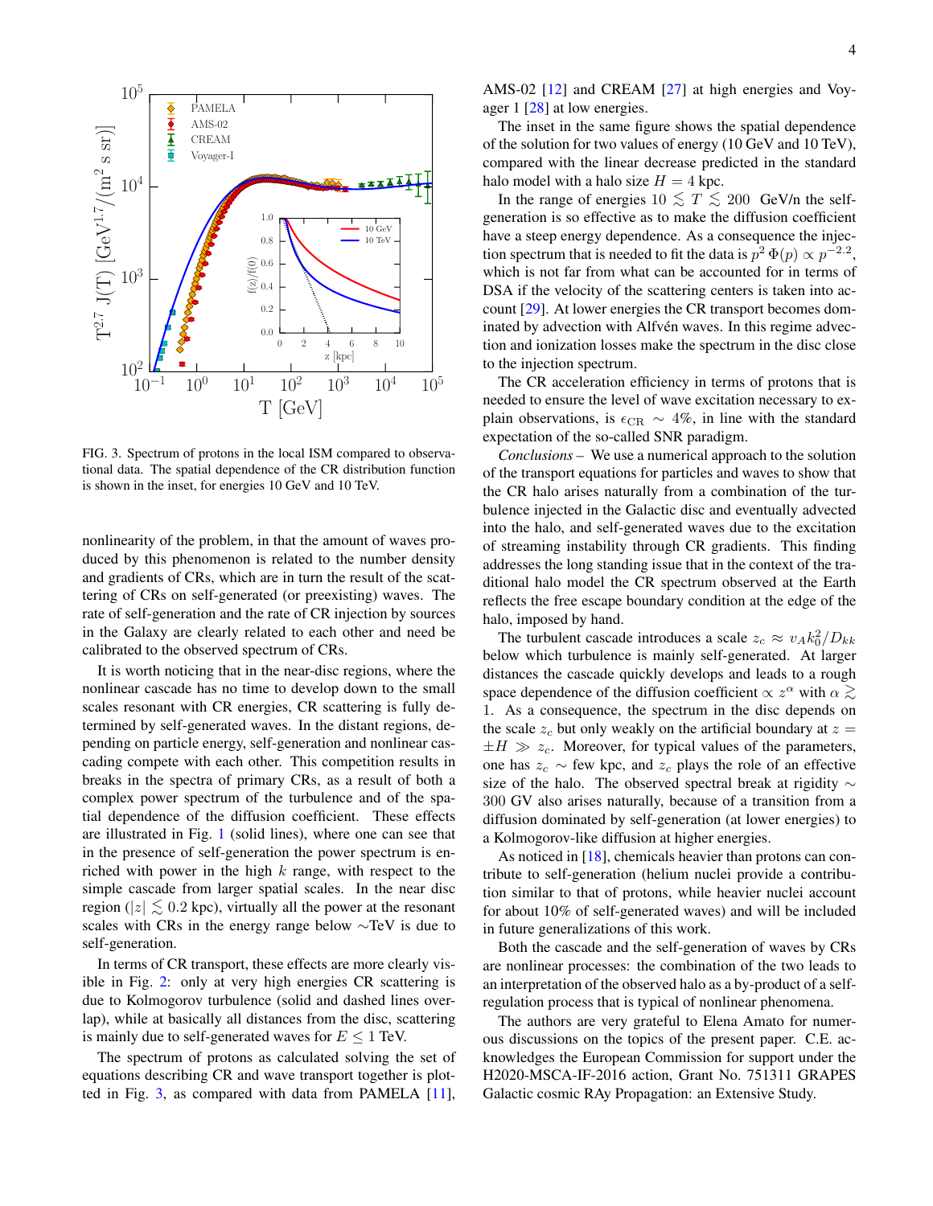FIG. 3. Spectrum of protons in the local ISM compared to observational data. The spatial dependence of the CR distribution function is shown in the inset, for energies 10 GeV and 10 TeV.

nonlinearity of the problem, in that the amount of waves produced by this phenomenon is related to the number density and gradients of CRs, which are in turn the result of the scattering of CRs on self-generated (or preexisting) waves. The rate of self-generation and the rate of CR injection by sources in the Galaxy are clearly related to each other and need be calibrated to the observed spectrum of CRs.

It is worth noticing that in the near-disc regions, where the nonlinear cascade has no time to develop down to the small scales resonant with CR energies, CR scattering is fully determined by self-generated waves. In the distant regions, depending on particle energy, self-generation and nonlinear cascading compete with each other. This competition results in breaks in the spectra of primary CRs, as a result of both a complex power spectrum of the turbulence and of the spatial dependence of the diffusion coefficient. These effects are illustrated in Fig. 1 (solid lines), where one can see that in the presence of self-generation the power spectrum is enriched with power in the high $k$ range, with respect to the simple cascade from larger spatial scales. In the near disc region ($|z| \lesssim 0.2$ kpc), virtually all the power at the resonant scales with CRs in the energy range below $\sim$TeV is due to self-generation.

In terms of CR transport, these effects are more clearly visible in Fig. 2: only at very high energies CR scattering is due to Kolmogorov turbulence (solid and dashed lines overlap), while at basically all distances from the disc, scattering is mainly due to self-generated waves for $E \leq 1$ TeV.

The spectrum of protons as calculated solving the set of equations describing CR and wave transport together is plotted in Fig. 3, as compared with data from PAMELA [11], AMS-02 [12] and CREAM [27] at high energies and Voyager 1 [28] at low energies.

The inset in the same figure shows the spatial dependence of the solution for two values of energy (10 GeV and 10 TeV), compared with the linear decrease predicted in the standard halo model with a halo size $H = 4$ kpc.

In the range of energies $10 \lesssim T \lesssim 200$ GeV/n the self-generation is so effective as to make the diffusion coefficient have a steep energy dependence. As a consequence the injection spectrum that is needed to fit the data is $p^2\,\Phi(p) \propto p^{-2.2}$, which is not far from what can be accounted for in terms of DSA if the velocity of the scattering centers is taken into account [29]. At lower energies the CR transport becomes dominated by advection with Alfvén waves. In this regime advection and ionization losses make the spectrum in the disc close to the injection spectrum.

The CR acceleration efficiency in terms of protons that is needed to ensure the level of wave excitation necessary to explain observations, is $\epsilon_{\rm CR} \sim 4\%$, in line with the standard expectation of the so-called SNR paradigm.

*Conclusions* – We use a numerical approach to the solution of the transport equations for particles and waves to show that the CR halo arises naturally from a combination of the turbulence injected in the Galactic disc and eventually advected into the halo, and self-generated waves due to the excitation of streaming instability through CR gradients. This finding addresses the long standing issue that in the context of the traditional halo model the CR spectrum observed at the Earth reflects the free escape boundary condition at the edge of the halo, imposed by hand.

The turbulent cascade introduces a scale $z_c \approx v_A k_0^2/D_{kk}$ below which turbulence is mainly self-generated. At larger distances the cascade quickly develops and leads to a rough space dependence of the diffusion coefficient $\propto z^\alpha$ with $\alpha \gtrsim 1$. As a consequence, the spectrum in the disc depends on the scale $z_c$ but only weakly on the artificial boundary at $z = \pm H \gg z_c$. Moreover, for typical values of the parameters, one has $z_c \sim$ few kpc, and $z_c$ plays the role of an effective size of the halo. The observed spectral break at rigidity $\sim$ 300 GV also arises naturally, because of a transition from a diffusion dominated by self-generation (at lower energies) to a Kolmogorov-like diffusion at higher energies.

As noticed in [18], chemicals heavier than protons can contribute to self-generation (helium nuclei provide a contribution similar to that of protons, while heavier nuclei account for about 10% of self-generated waves) and will be included in future generalizations of this work.

Both the cascade and the self-generation of waves by CRs are nonlinear processes: the combination of the two leads to an interpretation of the observed halo as a by-product of a self-regulation process that is typical of nonlinear phenomena.

The authors are very grateful to Elena Amato for numerous discussions on the topics of the present paper. C.E. acknowledges the European Commission for support under the H2020-MSCA-IF-2016 action, Grant No. 751311 GRAPES Galactic cosmic RAy Propagation: an Extensive Study.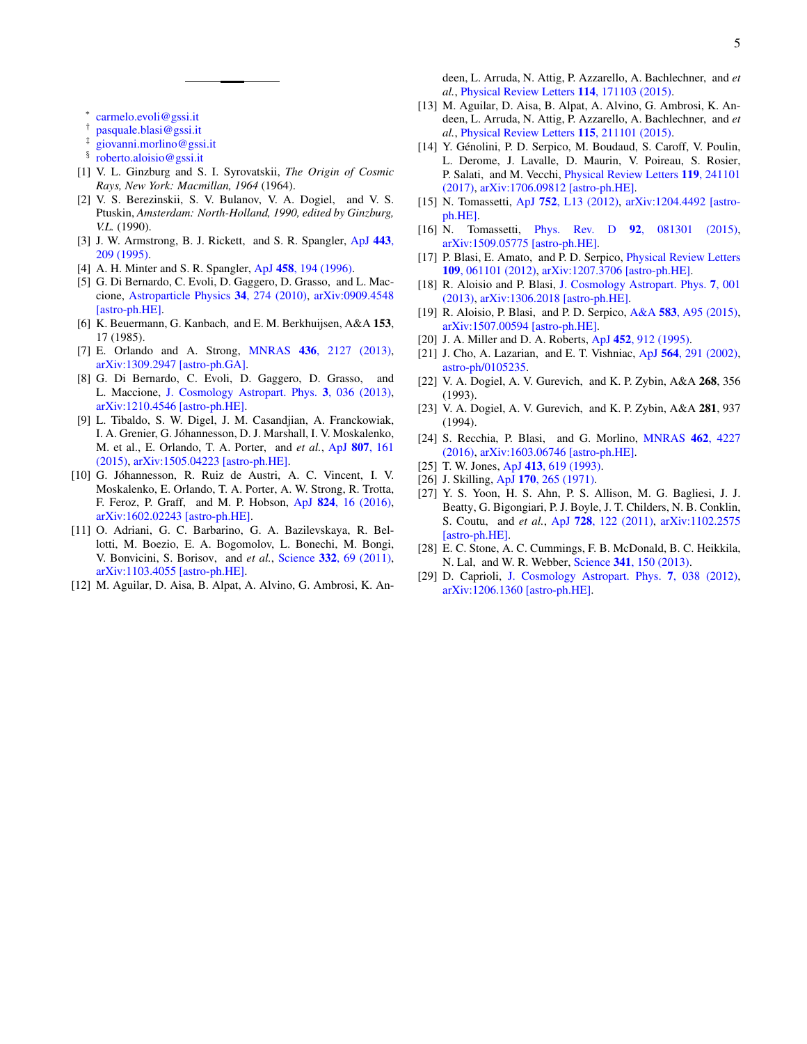[*] carmelo.evoli@gssi.it
[†] pasquale.blasi@gssi.it
[‡] giovanni.morlino@gssi.it
[§] roberto.aloisio@gssi.it

[1] V. L. Ginzburg and S. I. Syrovatskii, *The Origin of Cosmic Rays, New York: Macmillan, 1964* (1964).

[2] V. S. Berezinskii, S. V. Bulanov, V. A. Dogiel, and V. S. Ptuskin, *Amsterdam: North-Holland, 1990, edited by Ginzburg, V.L.* (1990).

[3] J. W. Armstrong, B. J. Rickett, and S. R. Spangler, ApJ **443**, 209 (1995).

[4] A. H. Minter and S. R. Spangler, ApJ **458**, 194 (1996).

[5] G. Di Bernardo, C. Evoli, D. Gaggero, D. Grasso, and L. Maccione, Astroparticle Physics **34**, 274 (2010), arXiv:0909.4548 [astro-ph.HE].

[6] K. Beuermann, G. Kanbach, and E. M. Berkhuijsen, A&A **153**, 17 (1985).

[7] E. Orlando and A. Strong, MNRAS **436**, 2127 (2013), arXiv:1309.2947 [astro-ph.GA].

[8] G. Di Bernardo, C. Evoli, D. Gaggero, D. Grasso, and L. Maccione, J. Cosmology Astropart. Phys. **3**, 036 (2013), arXiv:1210.4546 [astro-ph.HE].

[9] L. Tibaldo, S. W. Digel, J. M. Casandjian, A. Franckowiak, I. A. Grenier, G. Jóhannesson, D. J. Marshall, I. V. Moskalenko, M. et al., E. Orlando, T. A. Porter, and *et al.*, ApJ **807**, 161 (2015), arXiv:1505.04223 [astro-ph.HE].

[10] G. Jóhannesson, R. Ruiz de Austri, A. C. Vincent, I. V. Moskalenko, E. Orlando, T. A. Porter, A. W. Strong, R. Trotta, F. Feroz, P. Graff, and M. P. Hobson, ApJ **824**, 16 (2016), arXiv:1602.02243 [astro-ph.HE].

[11] O. Adriani, G. C. Barbarino, G. A. Bazilevskaya, R. Bellotti, M. Boezio, E. A. Bogomolov, L. Bonechi, M. Bongi, V. Bonvicini, S. Borisov, and *et al.*, Science **332**, 69 (2011), arXiv:1103.4055 [astro-ph.HE].

[12] M. Aguilar, D. Aisa, B. Alpat, A. Alvino, G. Ambrosi, K. Andeen, L. Arruda, N. Attig, P. Azzarello, A. Bachlechner, and *et al.*, Physical Review Letters **114**, 171103 (2015).

[13] M. Aguilar, D. Aisa, B. Alpat, A. Alvino, G. Ambrosi, K. Andeen, L. Arruda, N. Attig, P. Azzarello, A. Bachlechner, and *et al.*, Physical Review Letters **115**, 211101 (2015).

[14] Y. Génolini, P. D. Serpico, M. Boudaud, S. Caroff, V. Poulin, L. Derome, J. Lavalle, D. Maurin, V. Poireau, S. Rosier, P. Salati, and M. Vecchi, Physical Review Letters **119**, 241101 (2017), arXiv:1706.09812 [astro-ph.HE].

[15] N. Tomassetti, ApJ **752**, L13 (2012), arXiv:1204.4492 [astro-ph.HE].

[16] N. Tomassetti, Phys. Rev. D **92**, 081301 (2015), arXiv:1509.05775 [astro-ph.HE].

[17] P. Blasi, E. Amato, and P. D. Serpico, Physical Review Letters **109**, 061101 (2012), arXiv:1207.3706 [astro-ph.HE].

[18] R. Aloisio and P. Blasi, J. Cosmology Astropart. Phys. **7**, 001 (2013), arXiv:1306.2018 [astro-ph.HE].

[19] R. Aloisio, P. Blasi, and P. D. Serpico, A&A **583**, A95 (2015), arXiv:1507.00594 [astro-ph.HE].

[20] J. A. Miller and D. A. Roberts, ApJ **452**, 912 (1995).

[21] J. Cho, A. Lazarian, and E. T. Vishniac, ApJ **564**, 291 (2002), astro-ph/0105235.

[22] V. A. Dogiel, A. V. Gurevich, and K. P. Zybin, A&A **268**, 356 (1993).

[23] V. A. Dogiel, A. V. Gurevich, and K. P. Zybin, A&A **281**, 937 (1994).

[24] S. Recchia, P. Blasi, and G. Morlino, MNRAS **462**, 4227 (2016), arXiv:1603.06746 [astro-ph.HE].

[25] T. W. Jones, ApJ **413**, 619 (1993).

[26] J. Skilling, ApJ **170**, 265 (1971).

[27] Y. S. Yoon, H. S. Ahn, P. S. Allison, M. G. Bagliesi, J. J. Beatty, G. Bigongiari, P. J. Boyle, J. T. Childers, N. B. Conklin, S. Coutu, and *et al.*, ApJ **728**, 122 (2011), arXiv:1102.2575 [astro-ph.HE].

[28] E. C. Stone, A. C. Cummings, F. B. McDonald, B. C. Heikkila, N. Lal, and W. R. Webber, Science **341**, 150 (2013).

[29] D. Caprioli, J. Cosmology Astropart. Phys. **7**, 038 (2012), arXiv:1206.1360 [astro-ph.HE].